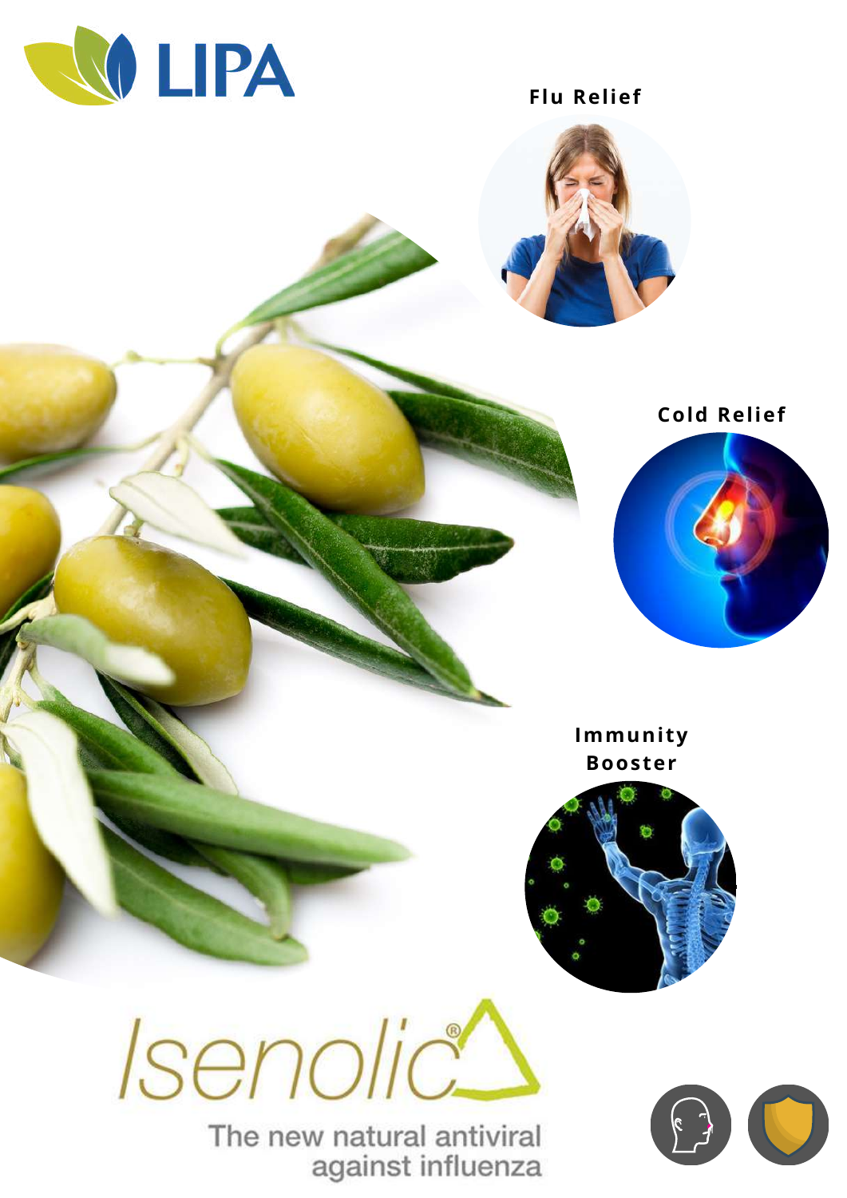LIPA

Flu Relief

Cold Relief

Immunity Booster

# Isenolic®

The new natural antiviral against influenza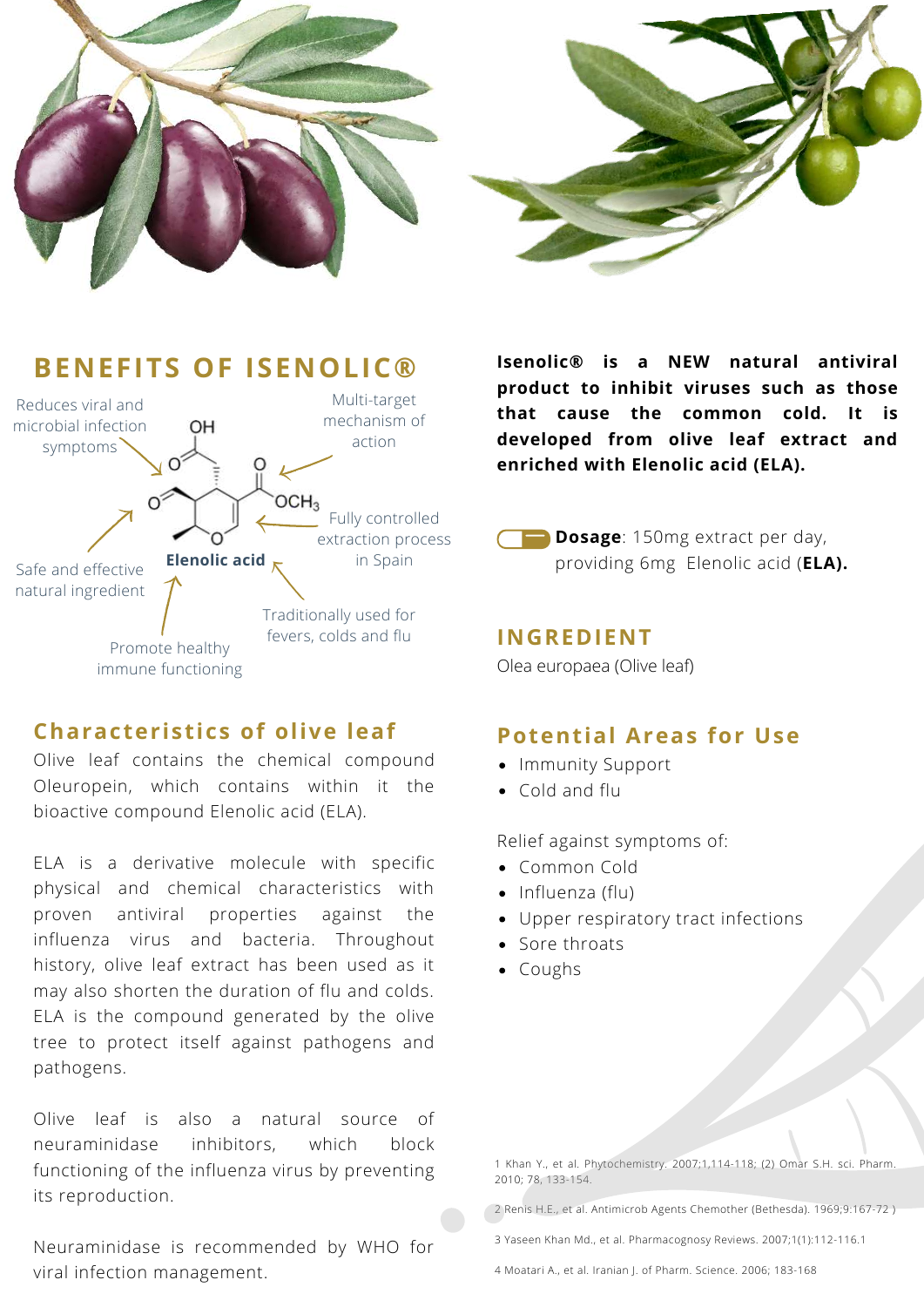## BENEFITS OF ISENOLIC®

- Reduces viral and microbial infection symptoms
- Multi-target mechanism of action
- Fully controlled extraction process in Spain
- Safe and effective natural ingredient
- Traditionally used for fevers, colds and flu
- Promote healthy immune functioning

Elenolic acid

## Characteristics of olive leaf

Olive leaf contains the chemical compound Oleuropein, which contains within it the bioactive compound Elenolic acid (ELA).

ELA is a derivative molecule with specific physical and chemical characteristics with proven antiviral properties against the influenza virus and bacteria. Throughout history, olive leaf extract has been used as it may also shorten the duration of flu and colds. ELA is the compound generated by the olive tree to protect itself against pathogens and pathogens.

Olive leaf is also a natural source of neuraminidase inhibitors, which block functioning of the influenza virus by preventing its reproduction.

Neuraminidase is recommended by WHO for viral infection management.

**Isenolic® is a NEW natural antiviral product to inhibit viruses such as those that cause the common cold. It is developed from olive leaf extract and enriched with Elenolic acid (ELA).**

**Dosage**: 150mg extract per day, providing 6mg Elenolic acid (**ELA).**

## INGREDIENT

Olea europaea (Olive leaf)

## Potential Areas for Use

- Immunity Support
- Cold and flu

Relief against symptoms of:

- Common Cold
- Influenza (flu)
- Upper respiratory tract infections
- Sore throats
- Coughs

1 Khan Y., et al. Phytochemistry. 2007;1,114-118; (2) Omar S.H. sci. Pharm. 2010; 78, 133-154.

2 Renis H.E., et al. Antimicrob Agents Chemother (Bethesda). 1969;9:167-72 )

3 Yaseen Khan Md., et al. Pharmacognosy Reviews. 2007;1(1):112-116.1

4 Moatari A., et al. Iranian J. of Pharm. Science. 2006; 183-168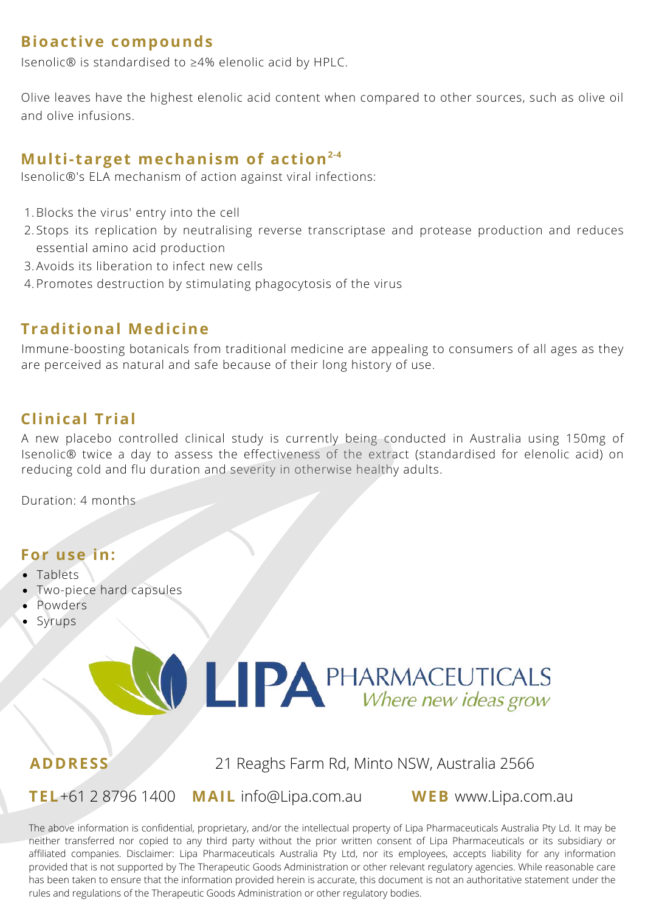## Bioactive compounds

Isenolic® is standardised to ≥4% elenolic acid by HPLC.

Olive leaves have the highest elenolic acid content when compared to other sources, such as olive oil and olive infusions.

## Multi-target mechanism of action[2-4]

Isenolic®'s ELA mechanism of action against viral infections:

1. Blocks the virus' entry into the cell
2. Stops its replication by neutralising reverse transcriptase and protease production and reduces essential amino acid production
3. Avoids its liberation to infect new cells
4. Promotes destruction by stimulating phagocytosis of the virus

## Traditional Medicine

Immune-boosting botanicals from traditional medicine are appealing to consumers of all ages as they are perceived as natural and safe because of their long history of use.

## Clinical Trial

A new placebo controlled clinical study is currently being conducted in Australia using 150mg of Isenolic® twice a day to assess the effectiveness of the extract (standardised for elenolic acid) on reducing cold and flu duration and severity in otherwise healthy adults.

Duration: 4 months

## For use in:

- Tablets
- Two-piece hard capsules
- Powders
- Syrups

LIPA PHARMACEUTICALS *Where new ideas grow*

**ADDRESS** 21 Reaghs Farm Rd, Minto NSW, Australia 2566

**TEL** +61 2 8796 1400 **MAIL** info@Lipa.com.au **WEB** www.Lipa.com.au

The above information is confidential, proprietary, and/or the intellectual property of Lipa Pharmaceuticals Australia Pty Ltd. It may be neither transferred nor copied to any third party without the prior written consent of Lipa Pharmaceuticals or its subsidiary or affiliated companies. Disclaimer: Lipa Pharmaceuticals Australia Pty Ltd, nor its employees, accepts liability for any information provided that is not supported by The Therapeutic Goods Administration or other relevant regulatory agencies. While reasonable care has been taken to ensure that the information provided herein is accurate, this document is not an authoritative statement under the rules and regulations of the Therapeutic Goods Administration or other regulatory bodies.